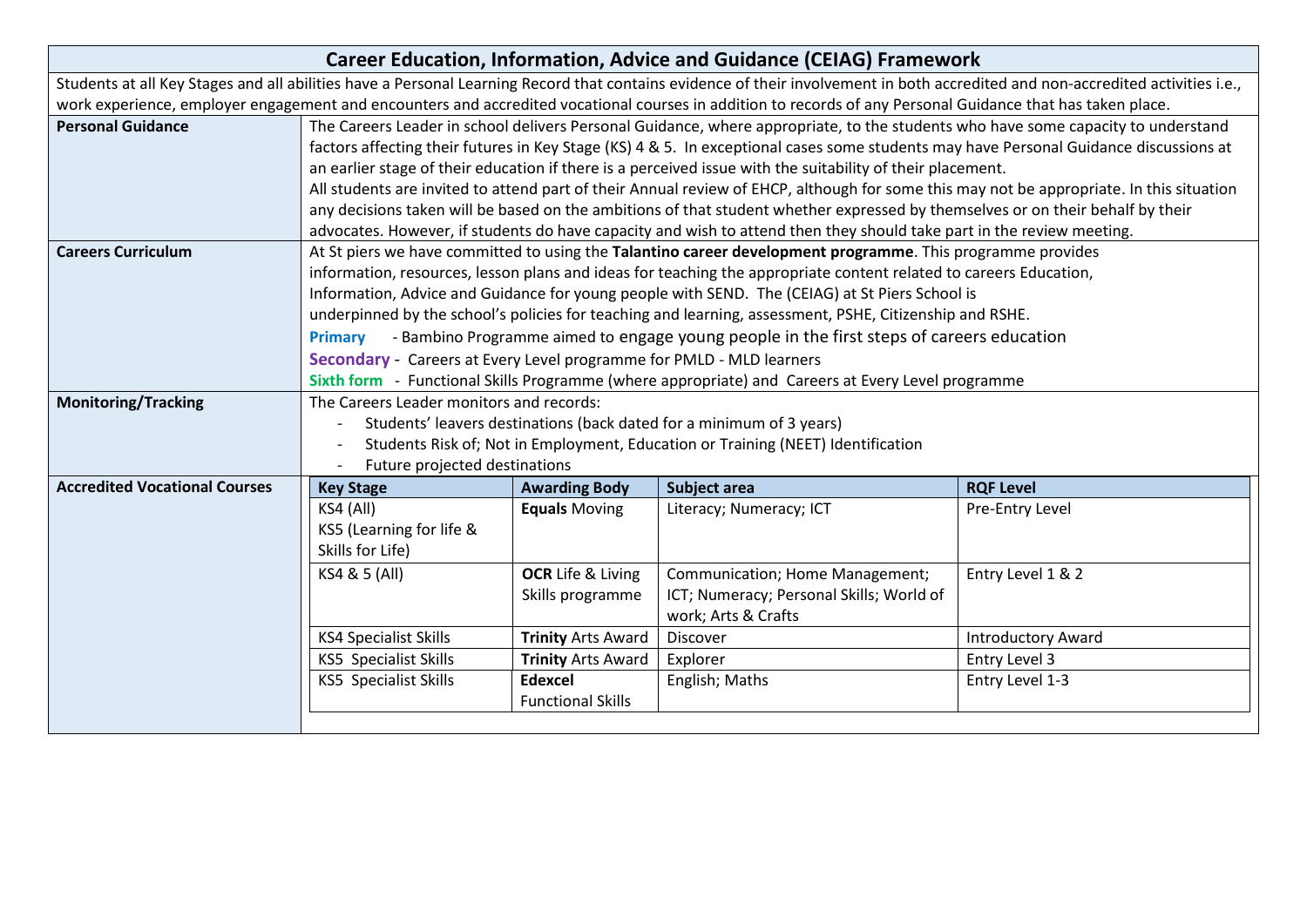# Career Education, Information, Advice and Guidance (CEIAG) Framework

Students at all Key Stages and all abilities have a Personal Learning Record that contains evidence of their involvement in both accredited and non-accredited activities i.e., work experience, employer engagement and encounters and accredited vocational courses in addition to records of any Personal Guidance that has taken place.

## Personal Guidance

The Careers Leader in school delivers Personal Guidance, where appropriate, to the students who have some capacity to understand factors affecting their futures in Key Stage (KS) 4 & 5. In exceptional cases some students may have Personal Guidance discussions at an earlier stage of their education if there is a perceived issue with the suitability of their placement.

All students are invited to attend part of their Annual review of EHCP, although for some this may not be appropriate. In this situation any decisions taken will be based on the ambitions of that student whether expressed by themselves or on their behalf by their advocates. However, if students do have capacity and wish to attend then they should take part in the review meeting.

## Careers Curriculum

At St piers we have committed to using the **Talantino career development programme**. This programme provides information, resources, lesson plans and ideas for teaching the appropriate content related to careers Education, Information, Advice and Guidance for young people with SEND. The (CEIAG) at St Piers School is underpinned by the school's policies for teaching and learning, assessment, PSHE, Citizenship and RSHE.

**Primary** - Bambino Programme aimed to engage young people in the first steps of careers education

**Secondary** - Careers at Every Level programme for PMLD - MLD learners

**Sixth form** - Functional Skills Programme (where appropriate) and Careers at Every Level programme

## Monitoring/Tracking

The Careers Leader monitors and records:

- Students' leavers destinations (back dated for a minimum of 3 years)
- Students Risk of; Not in Employment, Education or Training (NEET) Identification
- Future projected destinations

## Accredited Vocational Courses

| Key Stage | Awarding Body | Subject area | RQF Level |
|---|---|---|---|
| KS4 (All)<br>KS5 (Learning for life & Skills for Life) | **Equals** Moving | Literacy; Numeracy; ICT | Pre-Entry Level |
| KS4 & 5 (All) | **OCR** Life & Living Skills programme | Communication; Home Management; ICT; Numeracy; Personal Skills; World of work; Arts & Crafts | Entry Level 1 & 2 |
| KS4 Specialist Skills | **Trinity** Arts Award | Discover | Introductory Award |
| KS5 Specialist Skills | **Trinity** Arts Award | Explorer | Entry Level 3 |
| KS5 Specialist Skills | **Edexcel** Functional Skills | English; Maths | Entry Level 1-3 |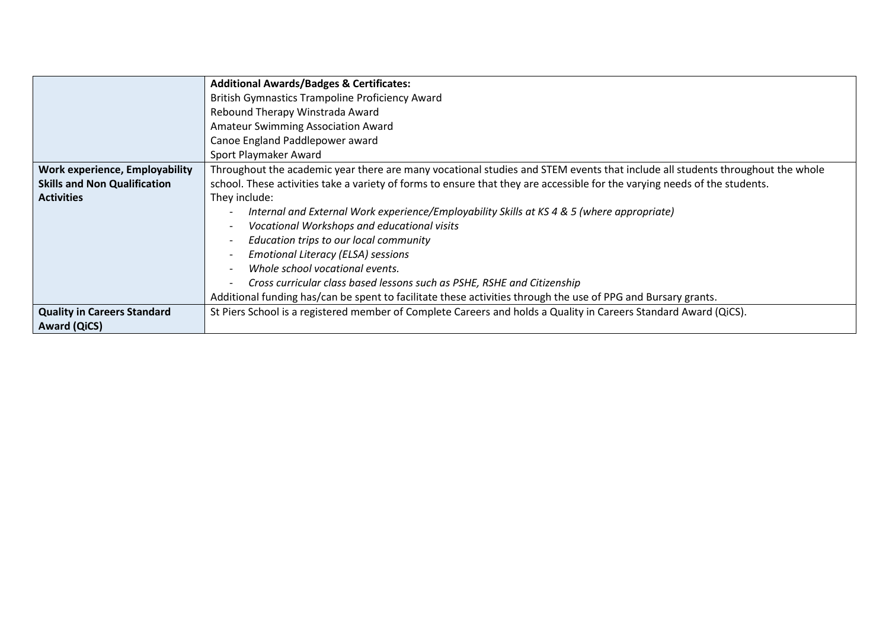| | |
|---|---|
| | **Additional Awards/Badges & Certificates:**<br>British Gymnastics Trampoline Proficiency Award<br>Rebound Therapy Winstrada Award<br>Amateur Swimming Association Award<br>Canoe England Paddlepower award<br>Sport Playmaker Award |
| **Work experience, Employability Skills and Non Qualification Activities** | Throughout the academic year there are many vocational studies and STEM events that include all students throughout the whole school. These activities take a variety of forms to ensure that they are accessible for the varying needs of the students.<br>They include:<br>- *Internal and External Work experience/Employability Skills at KS 4 & 5 (where appropriate)*<br>- *Vocational Workshops and educational visits*<br>- *Education trips to our local community*<br>- *Emotional Literacy (ELSA) sessions*<br>- *Whole school vocational events.*<br>- *Cross curricular class based lessons such as PSHE, RSHE and Citizenship*<br>Additional funding has/can be spent to facilitate these activities through the use of PPG and Bursary grants. |
| **Quality in Careers Standard Award (QiCS)** | St Piers School is a registered member of Complete Careers and holds a Quality in Careers Standard Award (QiCS). |